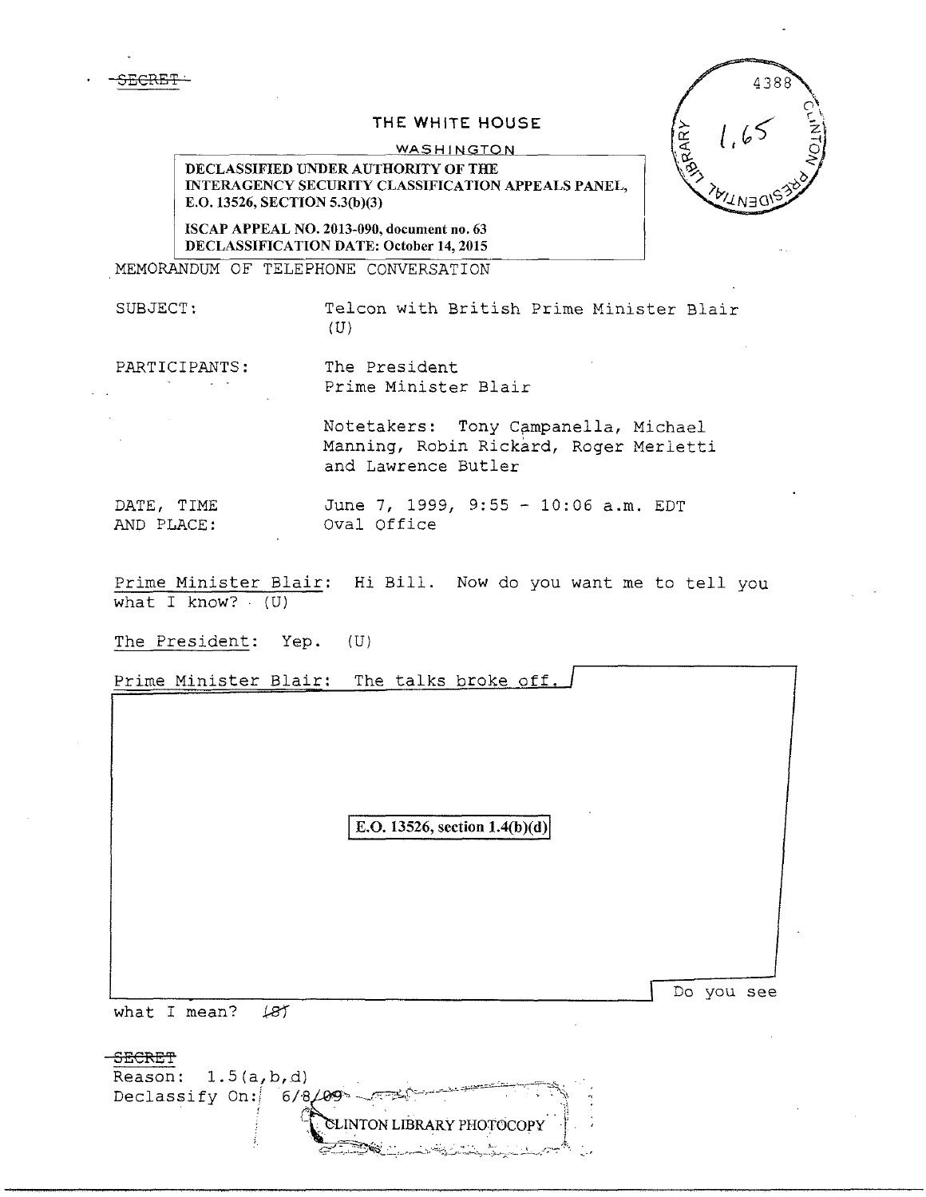~~SECRET~~

THE WHITE HOUSE

WASHINGTON

**DECLASSIFIED UNDER AUTHORITY OF THE INTERAGENCY SECURITY CLASSIFICATION APPEALS PANEL, E.O. 13526, SECTION 5.3(b)(3)**

**ISCAP APPEAL NO. 2013-090, document no. 63**
**DECLASSIFICATION DATE: October 14, 2015**

4388

1.65

CLINTON PRESIDENTIAL LIBRARY

MEMORANDUM OF TELEPHONE CONVERSATION

SUBJECT: Telcon with British Prime Minister Blair (U)

PARTICIPANTS: The President
Prime Minister Blair

Notetakers: Tony Campanella, Michael Manning, Robin Rickard, Roger Merletti and Lawrence Butler

DATE, TIME AND PLACE: June 7, 1999, 9:55 - 10:06 a.m. EDT
Oval Office

Prime Minister Blair: Hi Bill. Now do you want me to tell you what I know? (U)

The President: Yep. (U)

Prime Minister Blair: The talks broke off.

**E.O. 13526, section 1.4(b)(d)**

Do you see what I mean? ~~(S)~~

~~SECRET~~
Reason: 1.5(a,b,d)
Declassify On: ~~6/8/09~~

CLINTON LIBRARY PHOTOCOPY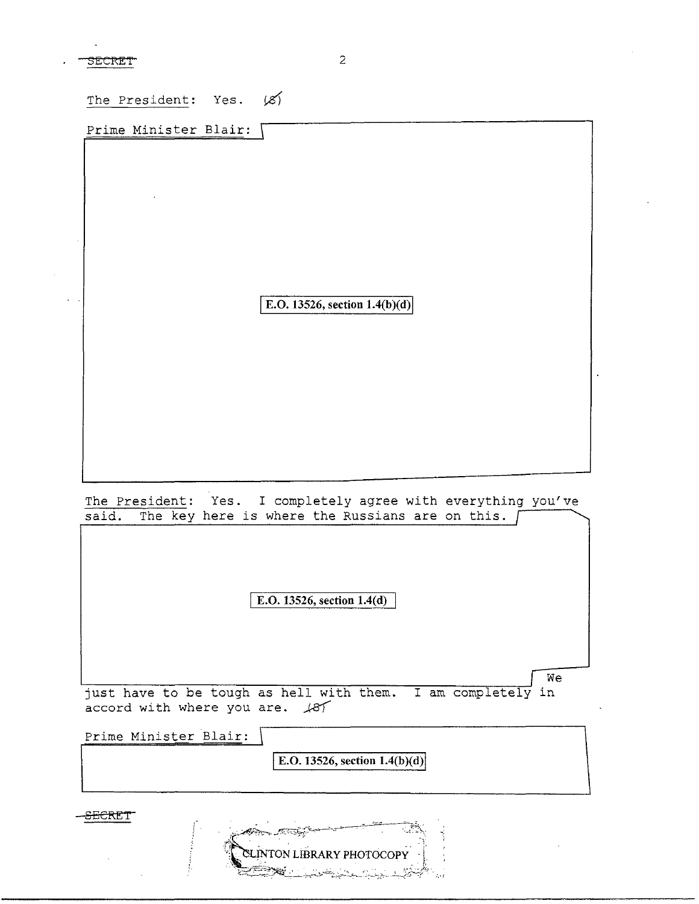The President: Yes. (S)

Prime Minister Blair:

E.O. 13526, section 1.4(b)(d)

The President: Yes. I completely agree with everything you've said. The key here is where the Russians are on this.

E.O. 13526, section 1.4(d)

We just have to be tough as hell with them. I am completely in accord with where you are. (S)

Prime Minister Blair:

E.O. 13526, section 1.4(b)(d)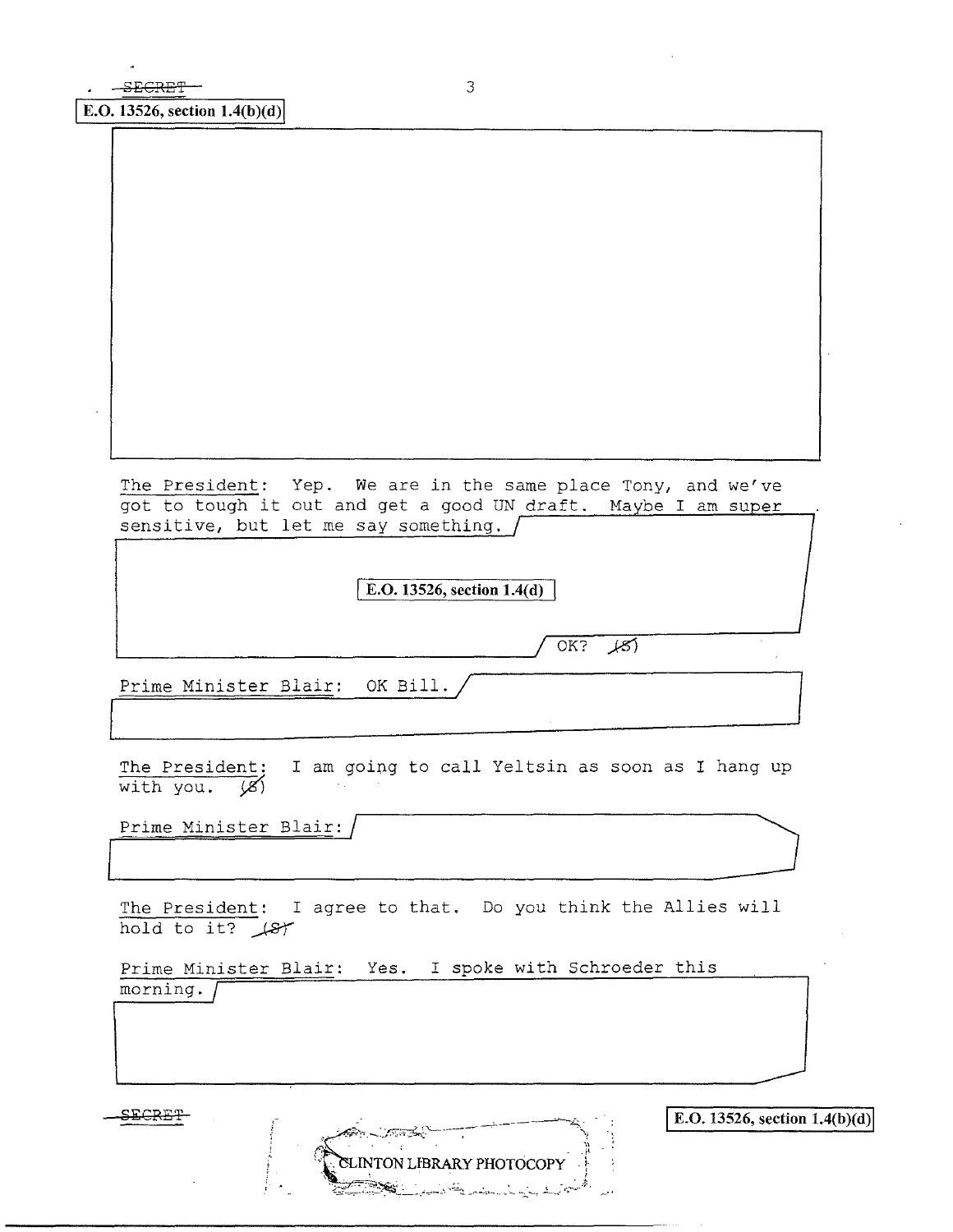SECRET

E.O. 13526, section 1.4(b)(d)

The President: Yep. We are in the same place Tony, and we've got to tough it out and get a good UN draft. Maybe I am super sensitive, but let me say something.

E.O. 13526, section 1.4(d)

OK? (S)

Prime Minister Blair: OK Bill.

The President: I am going to call Yeltsin as soon as I hang up with you. (S)

Prime Minister Blair:

The President: I agree to that. Do you think the Allies will hold to it? (S)

Prime Minister Blair: Yes. I spoke with Schroeder this morning.

SECRET

E.O. 13526, section 1.4(b)(d)

CLINTON LIBRARY PHOTOCOPY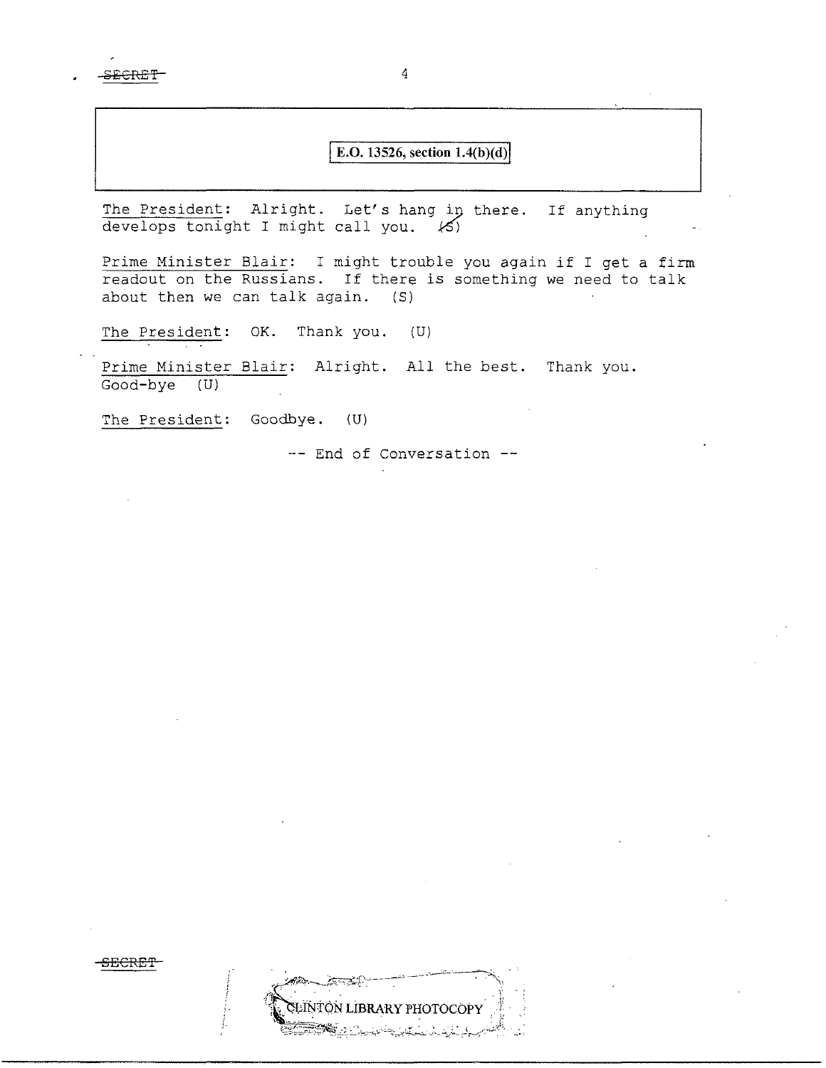SECRET

E.O. 13526, section 1.4(b)(d)

The President: Alright. Let's hang in there. If anything develops tonight I might call you. (S)

Prime Minister Blair: I might trouble you again if I get a firm readout on the Russians. If there is something we need to talk about then we can talk again. (S)

The President: OK. Thank you. (U)

Prime Minister Blair: Alright. All the best. Thank you. Good-bye (U)

The President: Goodbye. (U)

-- End of Conversation --

SECRET

CLINTON LIBRARY PHOTOCOPY